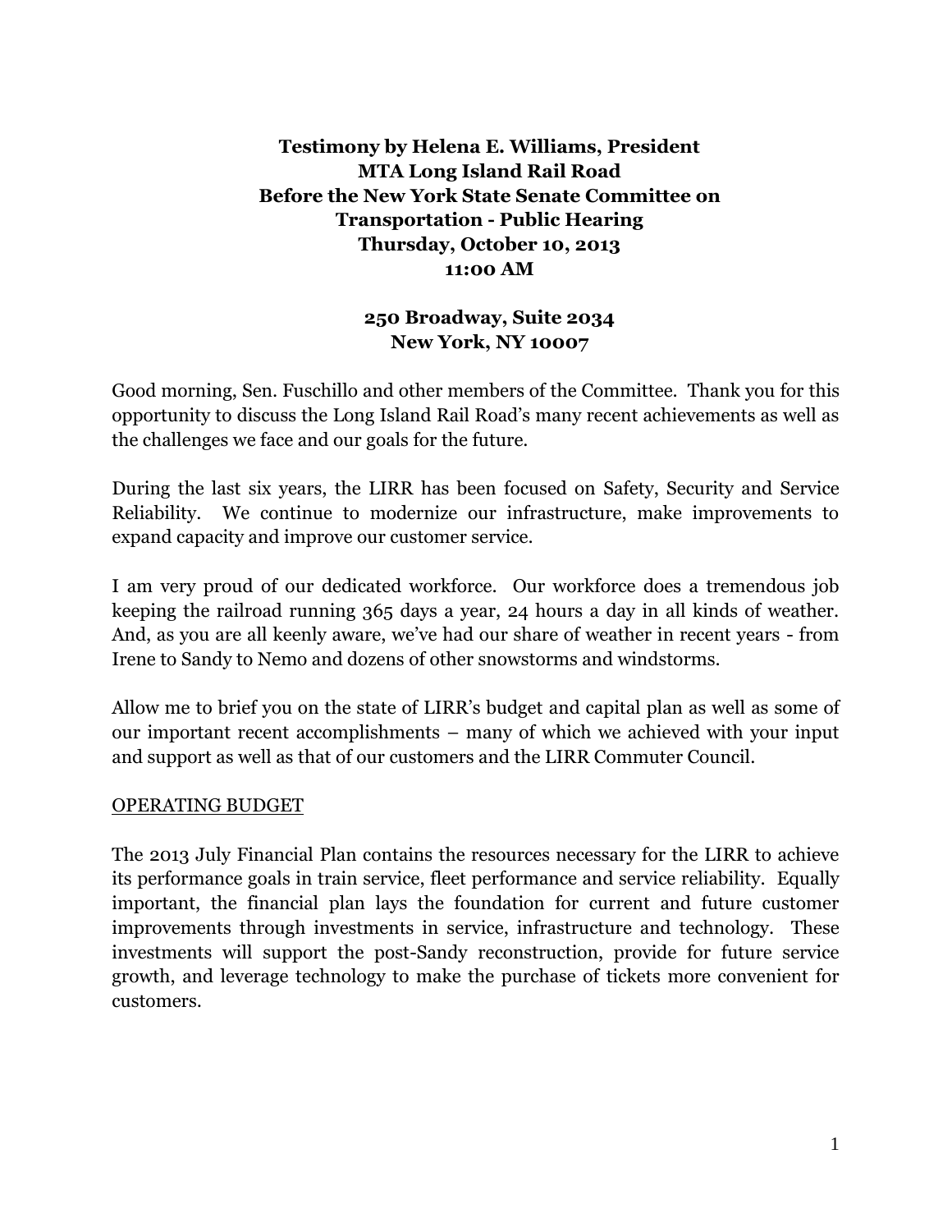**Testimony by Helena E. Williams, President**
**MTA Long Island Rail Road**
**Before the New York State Senate Committee on Transportation - Public Hearing**
**Thursday, October 10, 2013**
**11:00 AM**

**250 Broadway, Suite 2034**
**New York, NY 10007**

Good morning, Sen. Fuschillo and other members of the Committee. Thank you for this opportunity to discuss the Long Island Rail Road's many recent achievements as well as the challenges we face and our goals for the future.

During the last six years, the LIRR has been focused on Safety, Security and Service Reliability. We continue to modernize our infrastructure, make improvements to expand capacity and improve our customer service.

I am very proud of our dedicated workforce. Our workforce does a tremendous job keeping the railroad running 365 days a year, 24 hours a day in all kinds of weather. And, as you are all keenly aware, we've had our share of weather in recent years - from Irene to Sandy to Nemo and dozens of other snowstorms and windstorms.

Allow me to brief you on the state of LIRR's budget and capital plan as well as some of our important recent accomplishments – many of which we achieved with your input and support as well as that of our customers and the LIRR Commuter Council.

<u>OPERATING BUDGET</u>

The 2013 July Financial Plan contains the resources necessary for the LIRR to achieve its performance goals in train service, fleet performance and service reliability. Equally important, the financial plan lays the foundation for current and future customer improvements through investments in service, infrastructure and technology. These investments will support the post-Sandy reconstruction, provide for future service growth, and leverage technology to make the purchase of tickets more convenient for customers.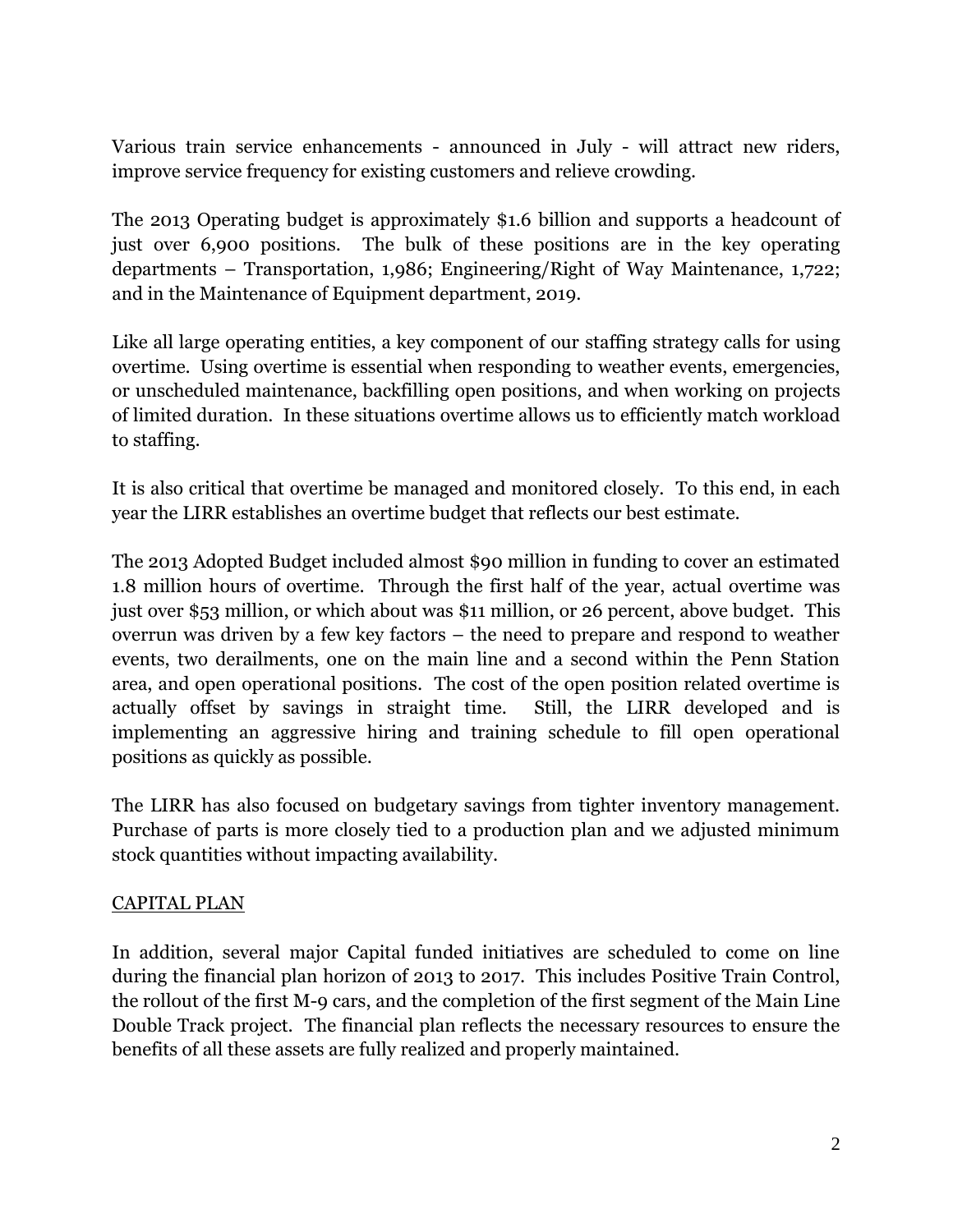Various train service enhancements - announced in July - will attract new riders, improve service frequency for existing customers and relieve crowding.

The 2013 Operating budget is approximately $1.6 billion and supports a headcount of just over 6,900 positions. The bulk of these positions are in the key operating departments – Transportation, 1,986; Engineering/Right of Way Maintenance, 1,722; and in the Maintenance of Equipment department, 2019.

Like all large operating entities, a key component of our staffing strategy calls for using overtime. Using overtime is essential when responding to weather events, emergencies, or unscheduled maintenance, backfilling open positions, and when working on projects of limited duration. In these situations overtime allows us to efficiently match workload to staffing.

It is also critical that overtime be managed and monitored closely. To this end, in each year the LIRR establishes an overtime budget that reflects our best estimate.

The 2013 Adopted Budget included almost $90 million in funding to cover an estimated 1.8 million hours of overtime. Through the first half of the year, actual overtime was just over $53 million, or which about was $11 million, or 26 percent, above budget. This overrun was driven by a few key factors – the need to prepare and respond to weather events, two derailments, one on the main line and a second within the Penn Station area, and open operational positions. The cost of the open position related overtime is actually offset by savings in straight time. Still, the LIRR developed and is implementing an aggressive hiring and training schedule to fill open operational positions as quickly as possible.

The LIRR has also focused on budgetary savings from tighter inventory management. Purchase of parts is more closely tied to a production plan and we adjusted minimum stock quantities without impacting availability.

## CAPITAL PLAN

In addition, several major Capital funded initiatives are scheduled to come on line during the financial plan horizon of 2013 to 2017. This includes Positive Train Control, the rollout of the first M-9 cars, and the completion of the first segment of the Main Line Double Track project. The financial plan reflects the necessary resources to ensure the benefits of all these assets are fully realized and properly maintained.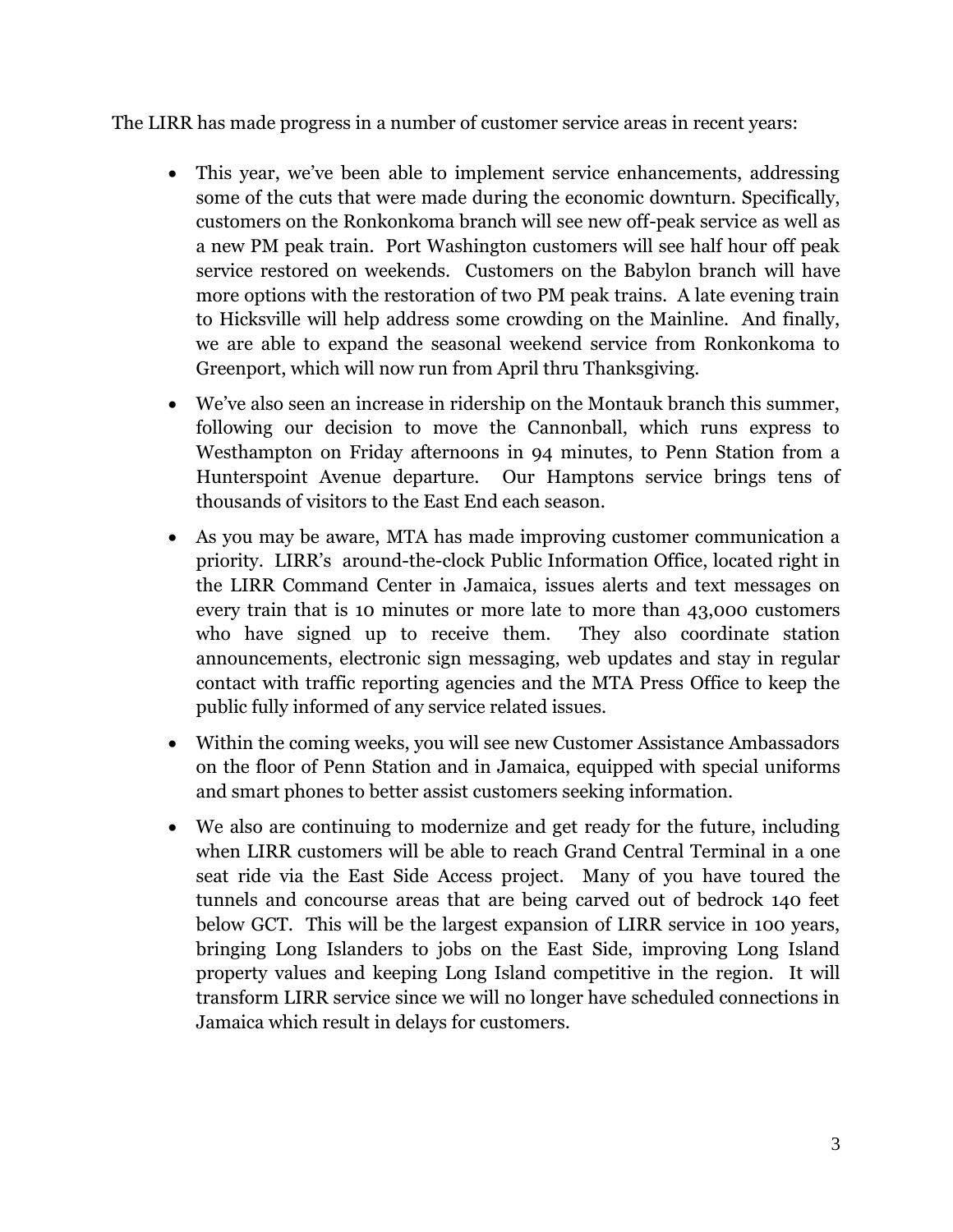The LIRR has made progress in a number of customer service areas in recent years:

- This year, we've been able to implement service enhancements, addressing some of the cuts that were made during the economic downturn. Specifically, customers on the Ronkonkoma branch will see new off-peak service as well as a new PM peak train. Port Washington customers will see half hour off peak service restored on weekends. Customers on the Babylon branch will have more options with the restoration of two PM peak trains. A late evening train to Hicksville will help address some crowding on the Mainline. And finally, we are able to expand the seasonal weekend service from Ronkonkoma to Greenport, which will now run from April thru Thanksgiving.

- We've also seen an increase in ridership on the Montauk branch this summer, following our decision to move the Cannonball, which runs express to Westhampton on Friday afternoons in 94 minutes, to Penn Station from a Hunterspoint Avenue departure. Our Hamptons service brings tens of thousands of visitors to the East End each season.

- As you may be aware, MTA has made improving customer communication a priority. LIRR's around-the-clock Public Information Office, located right in the LIRR Command Center in Jamaica, issues alerts and text messages on every train that is 10 minutes or more late to more than 43,000 customers who have signed up to receive them. They also coordinate station announcements, electronic sign messaging, web updates and stay in regular contact with traffic reporting agencies and the MTA Press Office to keep the public fully informed of any service related issues.

- Within the coming weeks, you will see new Customer Assistance Ambassadors on the floor of Penn Station and in Jamaica, equipped with special uniforms and smart phones to better assist customers seeking information.

- We also are continuing to modernize and get ready for the future, including when LIRR customers will be able to reach Grand Central Terminal in a one seat ride via the East Side Access project. Many of you have toured the tunnels and concourse areas that are being carved out of bedrock 140 feet below GCT. This will be the largest expansion of LIRR service in 100 years, bringing Long Islanders to jobs on the East Side, improving Long Island property values and keeping Long Island competitive in the region. It will transform LIRR service since we will no longer have scheduled connections in Jamaica which result in delays for customers.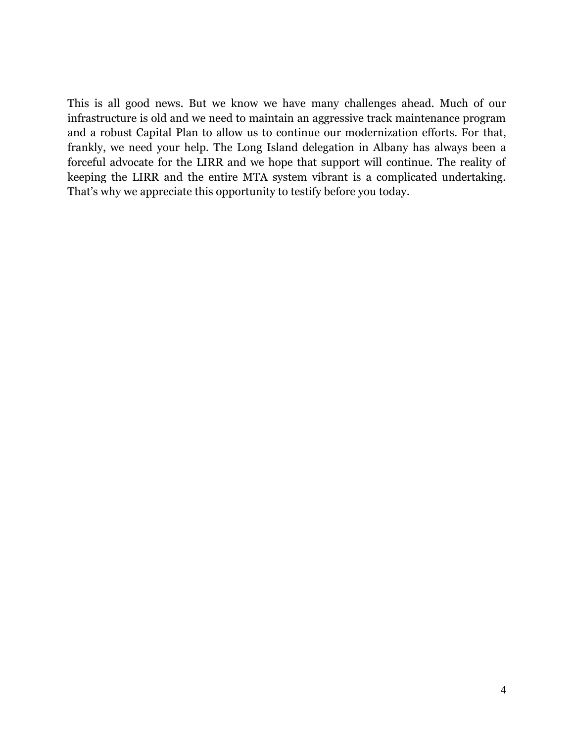This is all good news. But we know we have many challenges ahead. Much of our infrastructure is old and we need to maintain an aggressive track maintenance program and a robust Capital Plan to allow us to continue our modernization efforts. For that, frankly, we need your help. The Long Island delegation in Albany has always been a forceful advocate for the LIRR and we hope that support will continue. The reality of keeping the LIRR and the entire MTA system vibrant is a complicated undertaking. That's why we appreciate this opportunity to testify before you today.